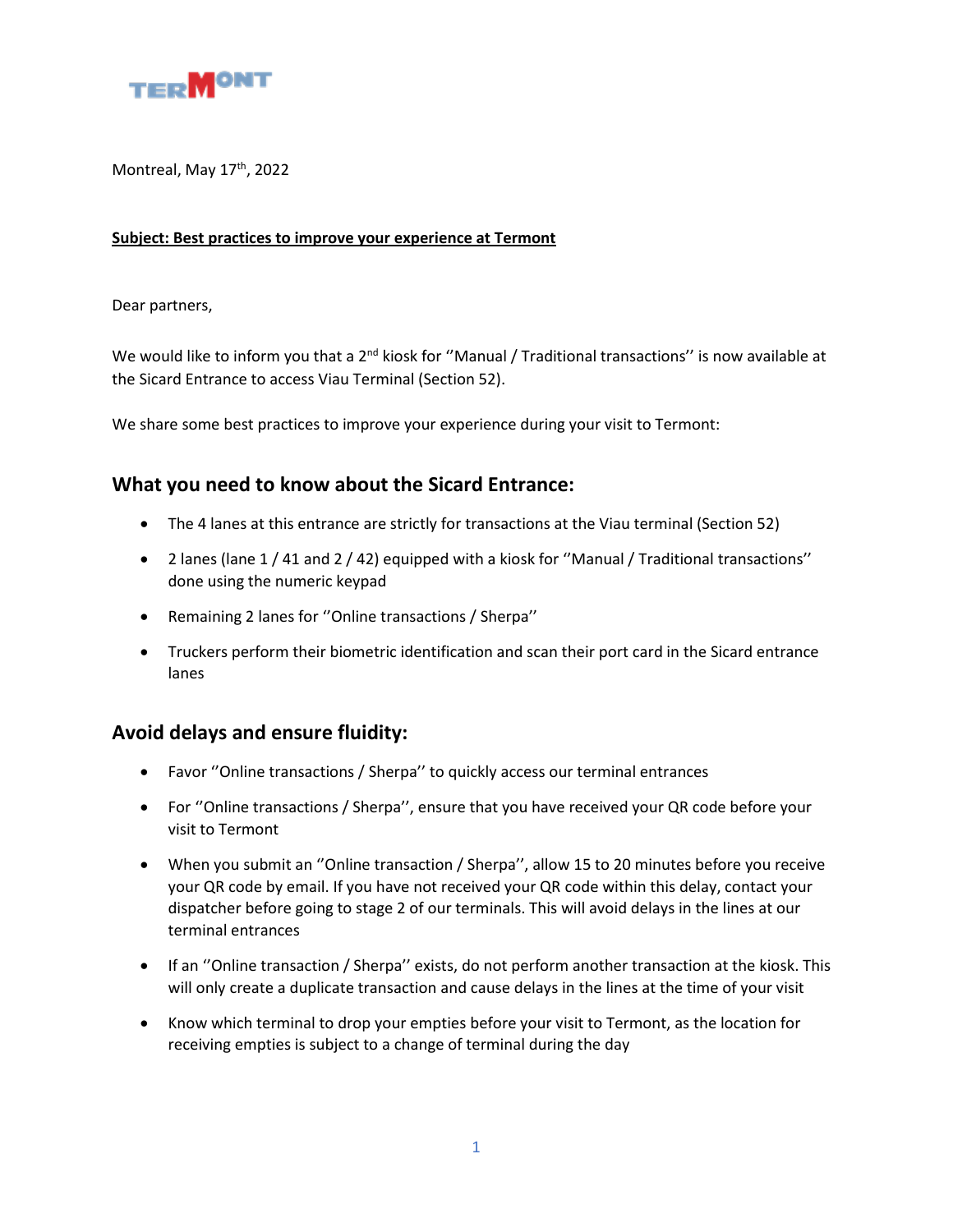TERMONT

Montreal, May 17th, 2022

**Subject: Best practices to improve your experience at Termont**

Dear partners,

We would like to inform you that a 2nd kiosk for ''Manual / Traditional transactions'' is now available at the Sicard Entrance to access Viau Terminal (Section 52).

We share some best practices to improve your experience during your visit to Termont:

## What you need to know about the Sicard Entrance:

- The 4 lanes at this entrance are strictly for transactions at the Viau terminal (Section 52)
- 2 lanes (lane 1 / 41 and 2 / 42) equipped with a kiosk for ''Manual / Traditional transactions'' done using the numeric keypad
- Remaining 2 lanes for ''Online transactions / Sherpa''
- Truckers perform their biometric identification and scan their port card in the Sicard entrance lanes

## Avoid delays and ensure fluidity:

- Favor ''Online transactions / Sherpa'' to quickly access our terminal entrances
- For ''Online transactions / Sherpa'', ensure that you have received your QR code before your visit to Termont
- When you submit an ''Online transaction / Sherpa'', allow 15 to 20 minutes before you receive your QR code by email. If you have not received your QR code within this delay, contact your dispatcher before going to stage 2 of our terminals. This will avoid delays in the lines at our terminal entrances
- If an ''Online transaction / Sherpa'' exists, do not perform another transaction at the kiosk. This will only create a duplicate transaction and cause delays in the lines at the time of your visit
- Know which terminal to drop your empties before your visit to Termont, as the location for receiving empties is subject to a change of terminal during the day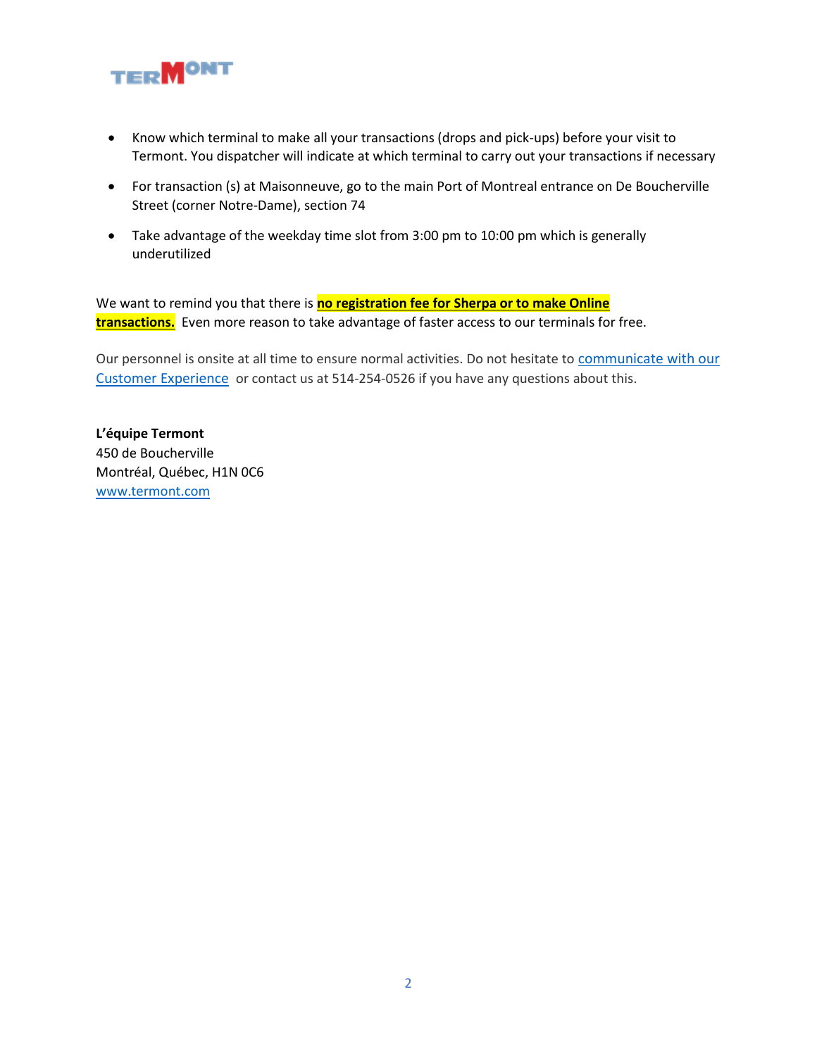- Know which terminal to make all your transactions (drops and pick-ups) before your visit to Termont. You dispatcher will indicate at which terminal to carry out your transactions if necessary
- For transaction (s) at Maisonneuve, go to the main Port of Montreal entrance on De Boucherville Street (corner Notre-Dame), section 74
- Take advantage of the weekday time slot from 3:00 pm to 10:00 pm which is generally underutilized

We want to remind you that there is **no registration fee for Sherpa or to make Online transactions.** Even more reason to take advantage of faster access to our terminals for free.

Our personnel is onsite at all time to ensure normal activities. Do not hesitate to communicate with our Customer Experience or contact us at 514-254-0526 if you have any questions about this.

**L'équipe Termont**
450 de Boucherville
Montréal, Québec, H1N 0C6
www.termont.com